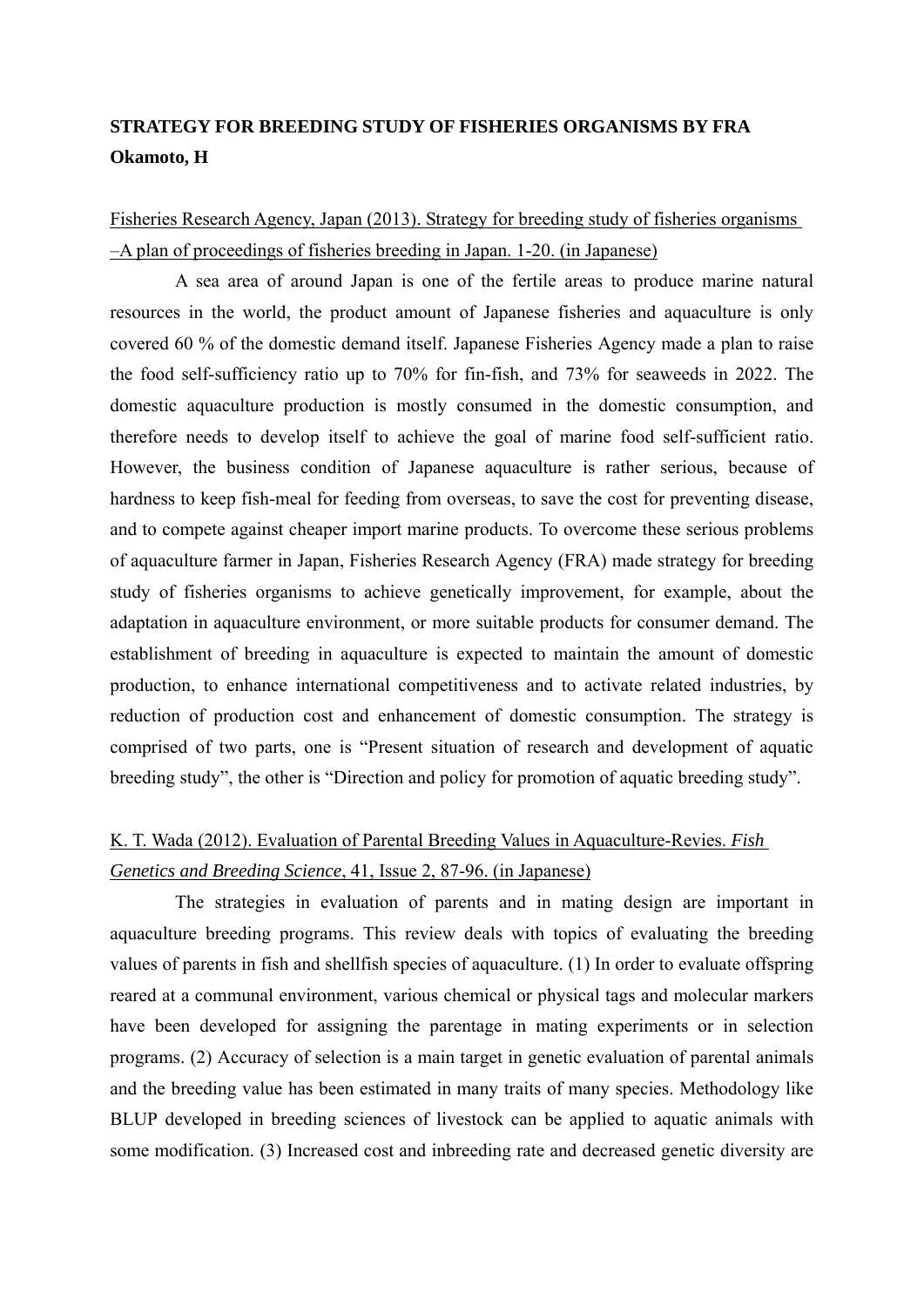**STRATEGY FOR BREEDING STUDY OF FISHERIES ORGANISMS BY FRA**
**Okamoto, H**

Fisheries Research Agency, Japan (2013). Strategy for breeding study of fisheries organisms –A plan of proceedings of fisheries breeding in Japan. 1-20. (in Japanese)

A sea area of around Japan is one of the fertile areas to produce marine natural resources in the world, the product amount of Japanese fisheries and aquaculture is only covered 60 % of the domestic demand itself. Japanese Fisheries Agency made a plan to raise the food self-sufficiency ratio up to 70% for fin-fish, and 73% for seaweeds in 2022. The domestic aquaculture production is mostly consumed in the domestic consumption, and therefore needs to develop itself to achieve the goal of marine food self-sufficient ratio. However, the business condition of Japanese aquaculture is rather serious, because of hardness to keep fish-meal for feeding from overseas, to save the cost for preventing disease, and to compete against cheaper import marine products. To overcome these serious problems of aquaculture farmer in Japan, Fisheries Research Agency (FRA) made strategy for breeding study of fisheries organisms to achieve genetically improvement, for example, about the adaptation in aquaculture environment, or more suitable products for consumer demand. The establishment of breeding in aquaculture is expected to maintain the amount of domestic production, to enhance international competitiveness and to activate related industries, by reduction of production cost and enhancement of domestic consumption. The strategy is comprised of two parts, one is "Present situation of research and development of aquatic breeding study", the other is "Direction and policy for promotion of aquatic breeding study".

K. T. Wada (2012). Evaluation of Parental Breeding Values in Aquaculture-Revies. *Fish Genetics and Breeding Science*, 41, Issue 2, 87-96. (in Japanese)

The strategies in evaluation of parents and in mating design are important in aquaculture breeding programs. This review deals with topics of evaluating the breeding values of parents in fish and shellfish species of aquaculture. (1) In order to evaluate offspring reared at a communal environment, various chemical or physical tags and molecular markers have been developed for assigning the parentage in mating experiments or in selection programs. (2) Accuracy of selection is a main target in genetic evaluation of parental animals and the breeding value has been estimated in many traits of many species. Methodology like BLUP developed in breeding sciences of livestock can be applied to aquatic animals with some modification. (3) Increased cost and inbreeding rate and decreased genetic diversity are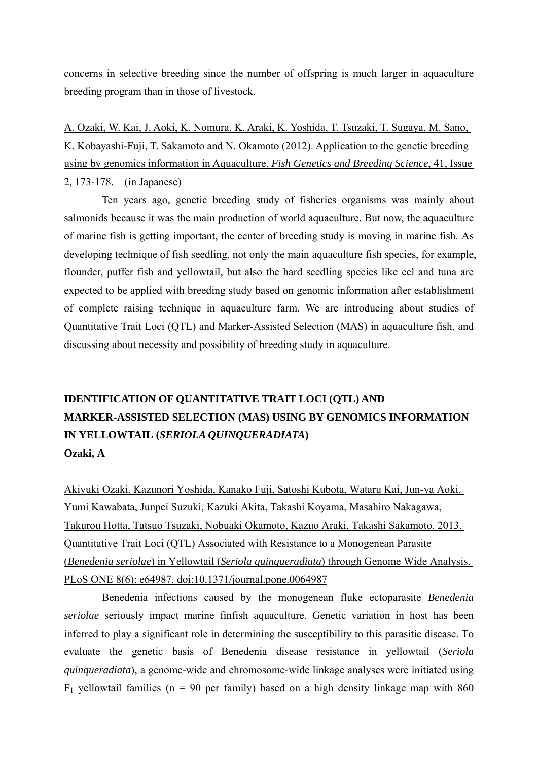concerns in selective breeding since the number of offspring is much larger in aquaculture breeding program than in those of livestock.

A. Ozaki, W. Kai, J. Aoki, K. Nomura, K. Araki, K. Yoshida, T. Tsuzaki, T. Sugaya, M. Sano, K. Kobayashi-Fuji, T. Sakamoto and N. Okamoto (2012). Application to the genetic breeding using by genomics information in Aquaculture. *Fish Genetics and Breeding Science*, 41, Issue 2, 173-178.　(in Japanese)

Ten years ago, genetic breeding study of fisheries organisms was mainly about salmonids because it was the main production of world aquaculture. But now, the aquaculture of marine fish is getting important, the center of breeding study is moving in marine fish. As developing technique of fish seedling, not only the main aquaculture fish species, for example, flounder, puffer fish and yellowtail, but also the hard seedling species like eel and tuna are expected to be applied with breeding study based on genomic information after establishment of complete raising technique in aquaculture farm. We are introducing about studies of Quantitative Trait Loci (QTL) and Marker-Assisted Selection (MAS) in aquaculture fish, and discussing about necessity and possibility of breeding study in aquaculture.

## IDENTIFICATION OF QUANTITATIVE TRAIT LOCI (QTL) AND MARKER-ASSISTED SELECTION (MAS) USING BY GENOMICS INFORMATION IN YELLOWTAIL (*SERIOLA QUINQUERADIATA*)

**Ozaki, A**

Akiyuki Ozaki, Kazunori Yoshida, Kanako Fuji, Satoshi Kubota, Wataru Kai, Jun-ya Aoki, Yumi Kawabata, Junpei Suzuki, Kazuki Akita, Takashi Koyama, Masahiro Nakagawa, Takurou Hotta, Tatsuo Tsuzaki, Nobuaki Okamoto, Kazuo Araki, Takashi Sakamoto. 2013. Quantitative Trait Loci (QTL) Associated with Resistance to a Monogenean Parasite (*Benedenia seriolae*) in Yellowtail (*Seriola quinqueradiata*) through Genome Wide Analysis. PLoS ONE 8(6): e64987. doi:10.1371/journal.pone.0064987

Benedenia infections caused by the monogenean fluke ectoparasite *Benedenia seriolae* seriously impact marine finfish aquaculture. Genetic variation in host has been inferred to play a significant role in determining the susceptibility to this parasitic disease. To evaluate the genetic basis of Benedenia disease resistance in yellowtail (*Seriola quinqueradiata*), a genome-wide and chromosome-wide linkage analyses were initiated using $F_1$ yellowtail families (n = 90 per family) based on a high density linkage map with 860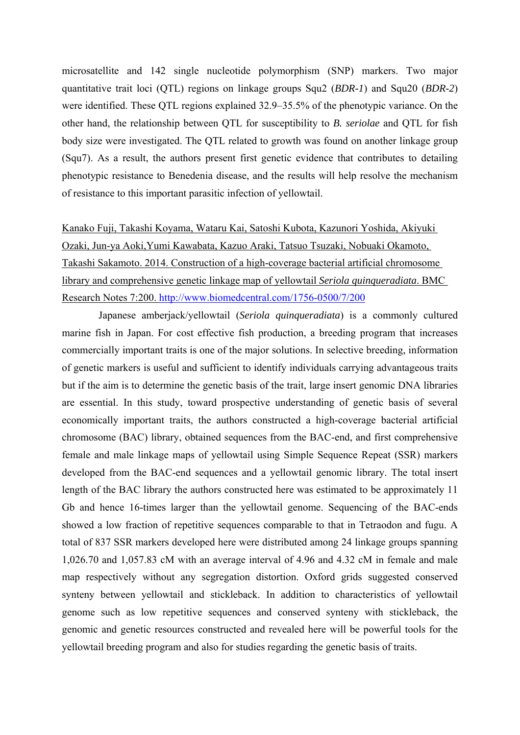microsatellite and 142 single nucleotide polymorphism (SNP) markers. Two major quantitative trait loci (QTL) regions on linkage groups Squ2 (*BDR-1*) and Squ20 (*BDR-2*) were identified. These QTL regions explained 32.9–35.5% of the phenotypic variance. On the other hand, the relationship between QTL for susceptibility to *B. seriolae* and QTL for fish body size were investigated. The QTL related to growth was found on another linkage group (Squ7). As a result, the authors present first genetic evidence that contributes to detailing phenotypic resistance to Benedenia disease, and the results will help resolve the mechanism of resistance to this important parasitic infection of yellowtail.

Kanako Fuji, Takashi Koyama, Wataru Kai, Satoshi Kubota, Kazunori Yoshida, Akiyuki Ozaki, Jun-ya Aoki,Yumi Kawabata, Kazuo Araki, Tatsuo Tsuzaki, Nobuaki Okamoto, Takashi Sakamoto. 2014. Construction of a high-coverage bacterial artificial chromosome library and comprehensive genetic linkage map of yellowtail *Seriola quinqueradiata*. BMC Research Notes 7:200. http://www.biomedcentral.com/1756-0500/7/200

Japanese amberjack/yellowtail (*Seriola quinqueradiata*) is a commonly cultured marine fish in Japan. For cost effective fish production, a breeding program that increases commercially important traits is one of the major solutions. In selective breeding, information of genetic markers is useful and sufficient to identify individuals carrying advantageous traits but if the aim is to determine the genetic basis of the trait, large insert genomic DNA libraries are essential. In this study, toward prospective understanding of genetic basis of several economically important traits, the authors constructed a high-coverage bacterial artificial chromosome (BAC) library, obtained sequences from the BAC-end, and first comprehensive female and male linkage maps of yellowtail using Simple Sequence Repeat (SSR) markers developed from the BAC-end sequences and a yellowtail genomic library. The total insert length of the BAC library the authors constructed here was estimated to be approximately 11 Gb and hence 16-times larger than the yellowtail genome. Sequencing of the BAC-ends showed a low fraction of repetitive sequences comparable to that in Tetraodon and fugu. A total of 837 SSR markers developed here were distributed among 24 linkage groups spanning 1,026.70 and 1,057.83 cM with an average interval of 4.96 and 4.32 cM in female and male map respectively without any segregation distortion. Oxford grids suggested conserved synteny between yellowtail and stickleback. In addition to characteristics of yellowtail genome such as low repetitive sequences and conserved synteny with stickleback, the genomic and genetic resources constructed and revealed here will be powerful tools for the yellowtail breeding program and also for studies regarding the genetic basis of traits.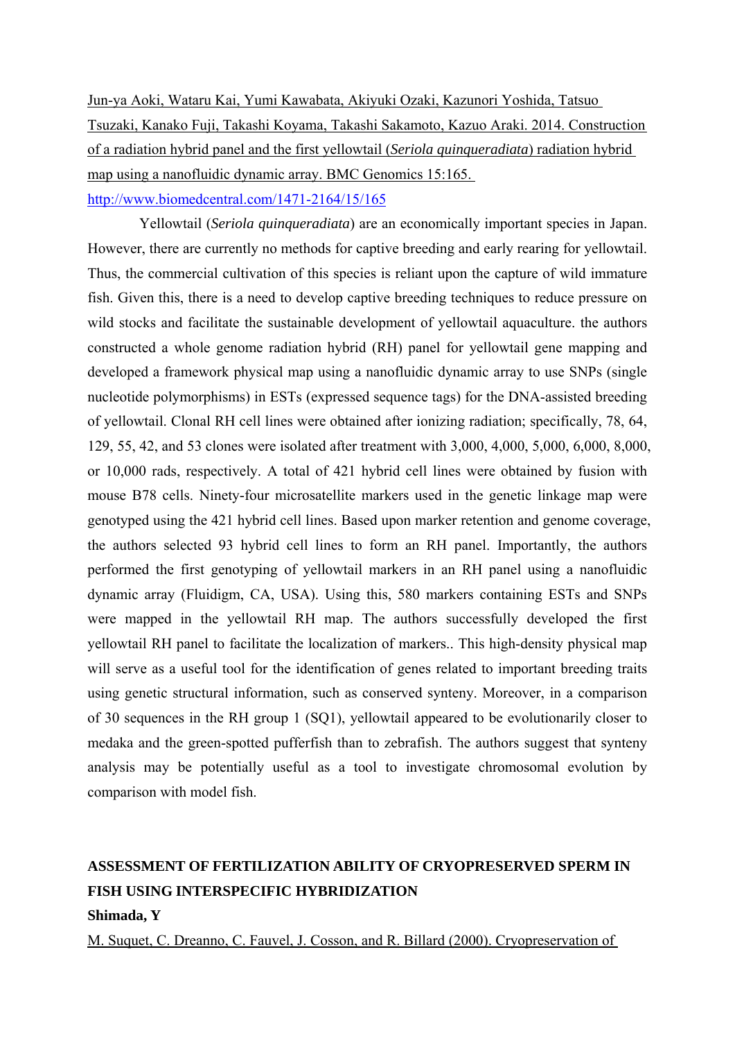Jun-ya Aoki, Wataru Kai, Yumi Kawabata, Akiyuki Ozaki, Kazunori Yoshida, Tatsuo Tsuzaki, Kanako Fuji, Takashi Koyama, Takashi Sakamoto, Kazuo Araki. 2014. Construction of a radiation hybrid panel and the first yellowtail (*Seriola quinqueradiata*) radiation hybrid map using a nanofluidic dynamic array. BMC Genomics 15:165. http://www.biomedcentral.com/1471-2164/15/165

Yellowtail (*Seriola quinqueradiata*) are an economically important species in Japan. However, there are currently no methods for captive breeding and early rearing for yellowtail. Thus, the commercial cultivation of this species is reliant upon the capture of wild immature fish. Given this, there is a need to develop captive breeding techniques to reduce pressure on wild stocks and facilitate the sustainable development of yellowtail aquaculture. the authors constructed a whole genome radiation hybrid (RH) panel for yellowtail gene mapping and developed a framework physical map using a nanofluidic dynamic array to use SNPs (single nucleotide polymorphisms) in ESTs (expressed sequence tags) for the DNA-assisted breeding of yellowtail. Clonal RH cell lines were obtained after ionizing radiation; specifically, 78, 64, 129, 55, 42, and 53 clones were isolated after treatment with 3,000, 4,000, 5,000, 6,000, 8,000, or 10,000 rads, respectively. A total of 421 hybrid cell lines were obtained by fusion with mouse B78 cells. Ninety-four microsatellite markers used in the genetic linkage map were genotyped using the 421 hybrid cell lines. Based upon marker retention and genome coverage, the authors selected 93 hybrid cell lines to form an RH panel. Importantly, the authors performed the first genotyping of yellowtail markers in an RH panel using a nanofluidic dynamic array (Fluidigm, CA, USA). Using this, 580 markers containing ESTs and SNPs were mapped in the yellowtail RH map. The authors successfully developed the first yellowtail RH panel to facilitate the localization of markers.. This high-density physical map will serve as a useful tool for the identification of genes related to important breeding traits using genetic structural information, such as conserved synteny. Moreover, in a comparison of 30 sequences in the RH group 1 (SQ1), yellowtail appeared to be evolutionarily closer to medaka and the green-spotted pufferfish than to zebrafish. The authors suggest that synteny analysis may be potentially useful as a tool to investigate chromosomal evolution by comparison with model fish.

**ASSESSMENT OF FERTILIZATION ABILITY OF CRYOPRESERVED SPERM IN FISH USING INTERSPECIFIC HYBRIDIZATION**

**Shimada, Y**

M. Suquet, C. Dreanno, C. Fauvel, J. Cosson, and R. Billard (2000). Cryopreservation of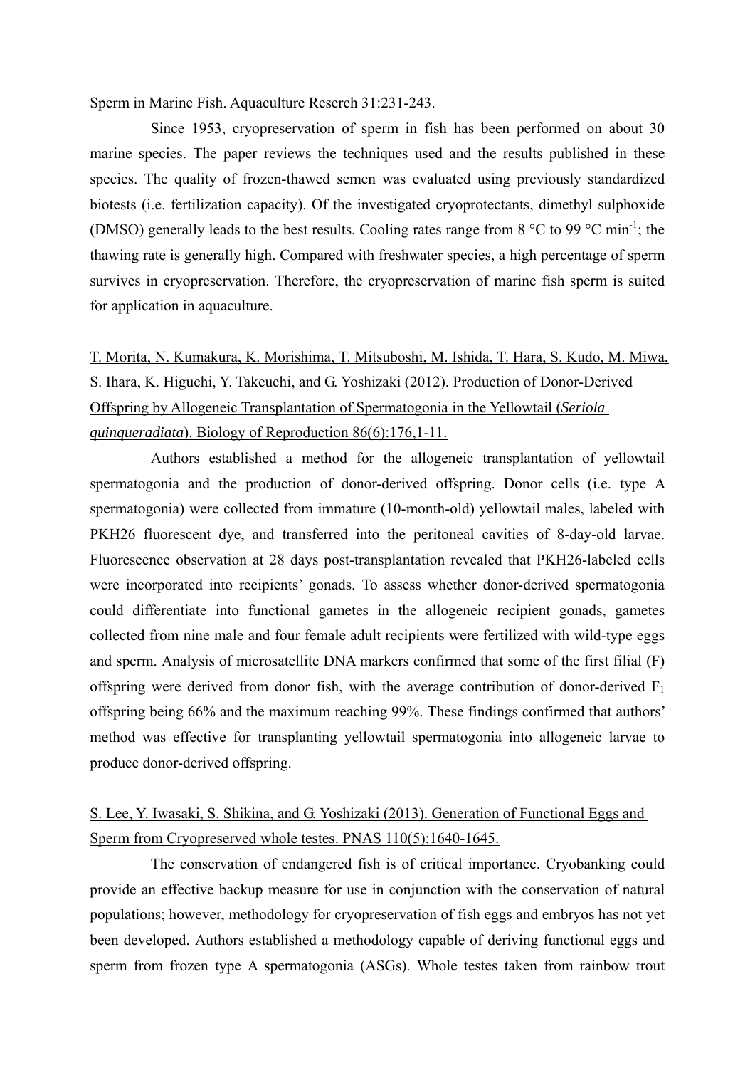Sperm in Marine Fish. Aquaculture Reserch 31:231-243.

Since 1953, cryopreservation of sperm in fish has been performed on about 30 marine species. The paper reviews the techniques used and the results published in these species. The quality of frozen-thawed semen was evaluated using previously standardized biotests (i.e. fertilization capacity). Of the investigated cryoprotectants, dimethyl sulphoxide (DMSO) generally leads to the best results. Cooling rates range from 8 °C to 99 °C $min^{-1}$; the thawing rate is generally high. Compared with freshwater species, a high percentage of sperm survives in cryopreservation. Therefore, the cryopreservation of marine fish sperm is suited for application in aquaculture.

T. Morita, N. Kumakura, K. Morishima, T. Mitsuboshi, M. Ishida, T. Hara, S. Kudo, M. Miwa, S. Ihara, K. Higuchi, Y. Takeuchi, and G. Yoshizaki (2012). Production of Donor-Derived Offspring by Allogeneic Transplantation of Spermatogonia in the Yellowtail (*Seriola quinqueradiata*). Biology of Reproduction 86(6):176,1-11.

Authors established a method for the allogeneic transplantation of yellowtail spermatogonia and the production of donor-derived offspring. Donor cells (i.e. type A spermatogonia) were collected from immature (10-month-old) yellowtail males, labeled with PKH26 fluorescent dye, and transferred into the peritoneal cavities of 8-day-old larvae. Fluorescence observation at 28 days post-transplantation revealed that PKH26-labeled cells were incorporated into recipients' gonads. To assess whether donor-derived spermatogonia could differentiate into functional gametes in the allogeneic recipient gonads, gametes collected from nine male and four female adult recipients were fertilized with wild-type eggs and sperm. Analysis of microsatellite DNA markers confirmed that some of the first filial (F) offspring were derived from donor fish, with the average contribution of donor-derived $F_1$ offspring being 66% and the maximum reaching 99%. These findings confirmed that authors' method was effective for transplanting yellowtail spermatogonia into allogeneic larvae to produce donor-derived offspring.

S. Lee, Y. Iwasaki, S. Shikina, and G. Yoshizaki (2013). Generation of Functional Eggs and Sperm from Cryopreserved whole testes. PNAS 110(5):1640-1645.

The conservation of endangered fish is of critical importance. Cryobanking could provide an effective backup measure for use in conjunction with the conservation of natural populations; however, methodology for cryopreservation of fish eggs and embryos has not yet been developed. Authors established a methodology capable of deriving functional eggs and sperm from frozen type A spermatogonia (ASGs). Whole testes taken from rainbow trout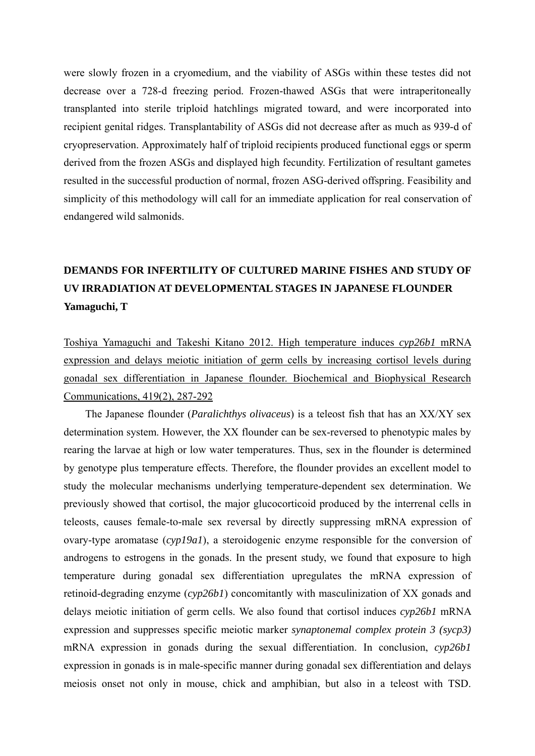were slowly frozen in a cryomedium, and the viability of ASGs within these testes did not decrease over a 728-d freezing period. Frozen-thawed ASGs that were intraperitoneally transplanted into sterile triploid hatchlings migrated toward, and were incorporated into recipient genital ridges. Transplantability of ASGs did not decrease after as much as 939-d of cryopreservation. Approximately half of triploid recipients produced functional eggs or sperm derived from the frozen ASGs and displayed high fecundity. Fertilization of resultant gametes resulted in the successful production of normal, frozen ASG-derived offspring. Feasibility and simplicity of this methodology will call for an immediate application for real conservation of endangered wild salmonids.

## DEMANDS FOR INFERTILITY OF CULTURED MARINE FISHES AND STUDY OF UV IRRADIATION AT DEVELOPMENTAL STAGES IN JAPANESE FLOUNDER

**Yamaguchi, T**

<u>Toshiya Yamaguchi and Takeshi Kitano 2012. High temperature induces *cyp26b1* mRNA expression and delays meiotic initiation of germ cells by increasing cortisol levels during gonadal sex differentiation in Japanese flounder. Biochemical and Biophysical Research Communications, 419(2), 287-292</u>

The Japanese flounder (*Paralichthys olivaceus*) is a teleost fish that has an XX/XY sex determination system. However, the XX flounder can be sex-reversed to phenotypic males by rearing the larvae at high or low water temperatures. Thus, sex in the flounder is determined by genotype plus temperature effects. Therefore, the flounder provides an excellent model to study the molecular mechanisms underlying temperature-dependent sex determination. We previously showed that cortisol, the major glucocorticoid produced by the interrenal cells in teleosts, causes female-to-male sex reversal by directly suppressing mRNA expression of ovary-type aromatase (*cyp19a1*), a steroidogenic enzyme responsible for the conversion of androgens to estrogens in the gonads. In the present study, we found that exposure to high temperature during gonadal sex differentiation upregulates the mRNA expression of retinoid-degrading enzyme (*cyp26b1*) concomitantly with masculinization of XX gonads and delays meiotic initiation of germ cells. We also found that cortisol induces *cyp26b1* mRNA expression and suppresses specific meiotic marker *synaptonemal complex protein 3 (sycp3)* mRNA expression in gonads during the sexual differentiation. In conclusion, *cyp26b1* expression in gonads is in male-specific manner during gonadal sex differentiation and delays meiosis onset not only in mouse, chick and amphibian, but also in a teleost with TSD.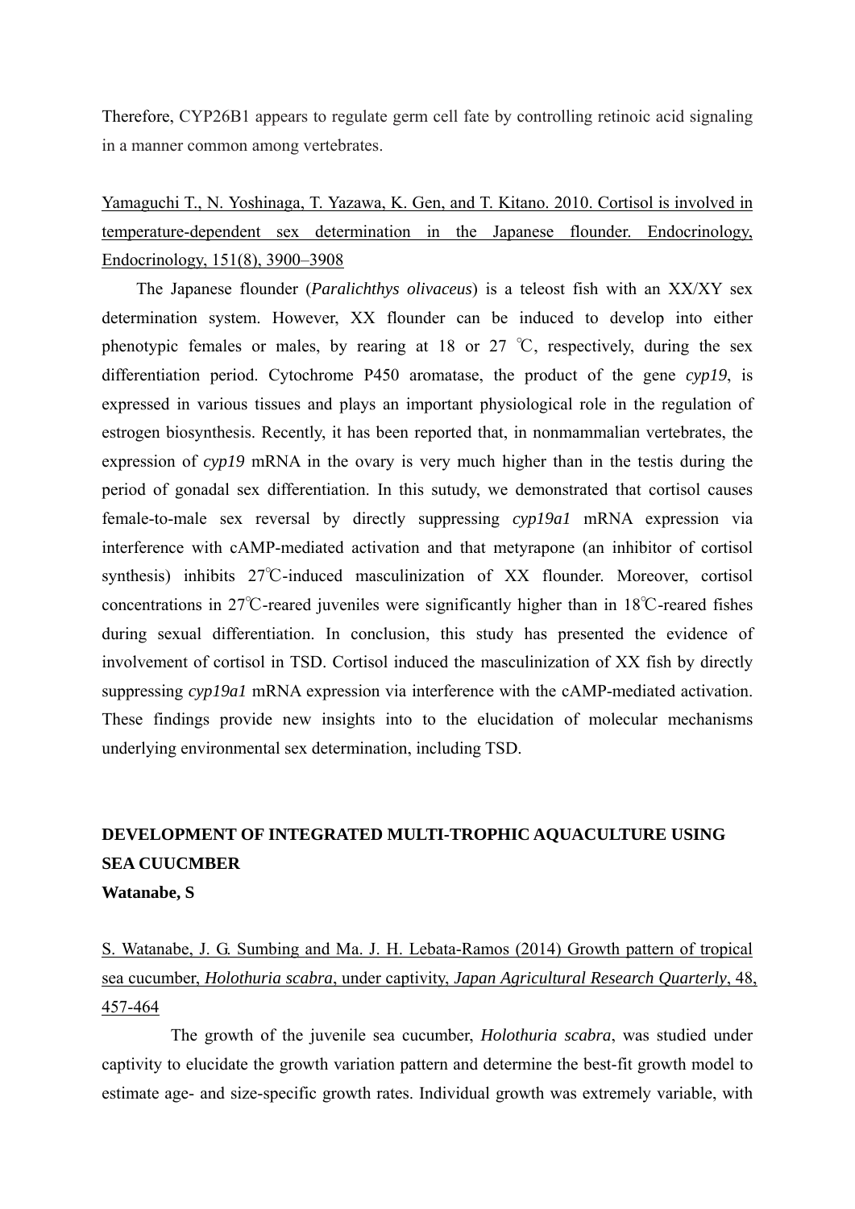Therefore, CYP26B1 appears to regulate germ cell fate by controlling retinoic acid signaling in a manner common among vertebrates.

<u>Yamaguchi T., N. Yoshinaga, T. Yazawa, K. Gen, and T. Kitano. 2010. Cortisol is involved in temperature-dependent sex determination in the Japanese flounder. Endocrinology, Endocrinology, 151(8), 3900–3908</u>

The Japanese flounder (*Paralichthys olivaceus*) is a teleost fish with an XX/XY sex determination system. However, XX flounder can be induced to develop into either phenotypic females or males, by rearing at 18 or 27 ℃, respectively, during the sex differentiation period. Cytochrome P450 aromatase, the product of the gene *cyp19*, is expressed in various tissues and plays an important physiological role in the regulation of estrogen biosynthesis. Recently, it has been reported that, in nonmammalian vertebrates, the expression of *cyp19* mRNA in the ovary is very much higher than in the testis during the period of gonadal sex differentiation. In this sutudy, we demonstrated that cortisol causes female-to-male sex reversal by directly suppressing *cyp19a1* mRNA expression via interference with cAMP-mediated activation and that metyrapone (an inhibitor of cortisol synthesis) inhibits 27℃-induced masculinization of XX flounder. Moreover, cortisol concentrations in 27℃-reared juveniles were significantly higher than in 18℃-reared fishes during sexual differentiation. In conclusion, this study has presented the evidence of involvement of cortisol in TSD. Cortisol induced the masculinization of XX fish by directly suppressing *cyp19a1* mRNA expression via interference with the cAMP-mediated activation. These findings provide new insights into to the elucidation of molecular mechanisms underlying environmental sex determination, including TSD.

**DEVELOPMENT OF INTEGRATED MULTI-TROPHIC AQUACULTURE USING SEA CUUCMBER**

**Watanabe, S**

<u>S. Watanabe, J. G. Sumbing and Ma. J. H. Lebata-Ramos (2014) Growth pattern of tropical sea cucumber, *Holothuria scabra*, under captivity, *Japan Agricultural Research Quarterly*, 48, 457-464</u>

The growth of the juvenile sea cucumber, *Holothuria scabra*, was studied under captivity to elucidate the growth variation pattern and determine the best-fit growth model to estimate age- and size-specific growth rates. Individual growth was extremely variable, with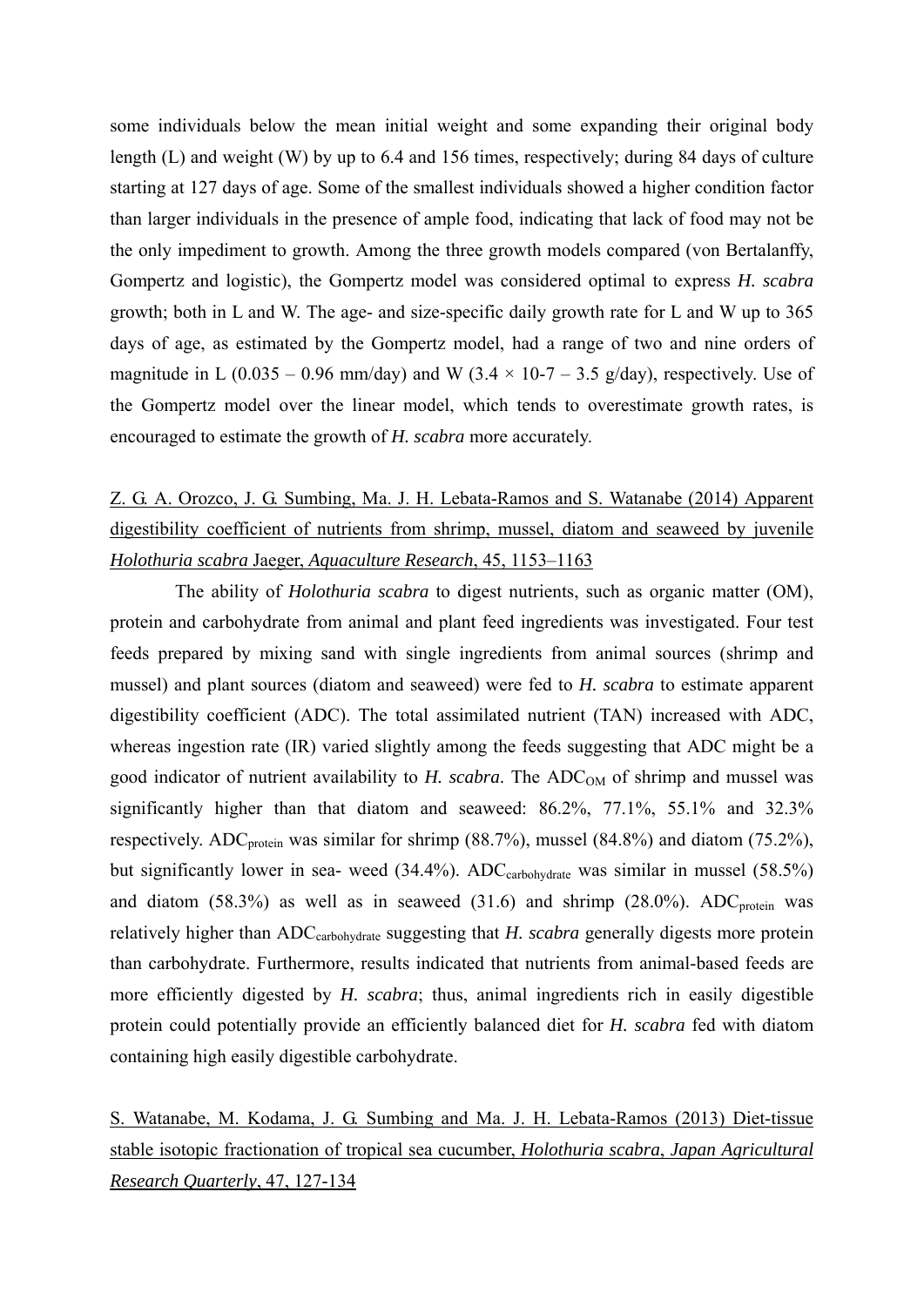some individuals below the mean initial weight and some expanding their original body length (L) and weight (W) by up to 6.4 and 156 times, respectively; during 84 days of culture starting at 127 days of age. Some of the smallest individuals showed a higher condition factor than larger individuals in the presence of ample food, indicating that lack of food may not be the only impediment to growth. Among the three growth models compared (von Bertalanffy, Gompertz and logistic), the Gompertz model was considered optimal to express *H. scabra* growth; both in L and W. The age- and size-specific daily growth rate for L and W up to 365 days of age, as estimated by the Gompertz model, had a range of two and nine orders of magnitude in L (0.035 – 0.96 mm/day) and W ($3.4 \times 10$-7 – 3.5 g/day), respectively. Use of the Gompertz model over the linear model, which tends to overestimate growth rates, is encouraged to estimate the growth of *H. scabra* more accurately.

Z. G. A. Orozco, J. G. Sumbing, Ma. J. H. Lebata-Ramos and S. Watanabe (2014) Apparent digestibility coefficient of nutrients from shrimp, mussel, diatom and seaweed by juvenile *Holothuria scabra* Jaeger, *Aquaculture Research*, 45, 1153–1163

The ability of *Holothuria scabra* to digest nutrients, such as organic matter (OM), protein and carbohydrate from animal and plant feed ingredients was investigated. Four test feeds prepared by mixing sand with single ingredients from animal sources (shrimp and mussel) and plant sources (diatom and seaweed) were fed to *H. scabra* to estimate apparent digestibility coefficient (ADC). The total assimilated nutrient (TAN) increased with ADC, whereas ingestion rate (IR) varied slightly among the feeds suggesting that ADC might be a good indicator of nutrient availability to *H. scabra*. The $ADC_{OM}$ of shrimp and mussel was significantly higher than that diatom and seaweed: 86.2%, 77.1%, 55.1% and 32.3% respectively. $ADC_{protein}$ was similar for shrimp (88.7%), mussel (84.8%) and diatom (75.2%), but significantly lower in sea- weed (34.4%). $ADC_{carbohydrate}$ was similar in mussel (58.5%) and diatom (58.3%) as well as in seaweed (31.6) and shrimp (28.0%). $ADC_{protein}$ was relatively higher than $ADC_{carbohydrate}$ suggesting that *H. scabra* generally digests more protein than carbohydrate. Furthermore, results indicated that nutrients from animal-based feeds are more efficiently digested by *H. scabra*; thus, animal ingredients rich in easily digestible protein could potentially provide an efficiently balanced diet for *H. scabra* fed with diatom containing high easily digestible carbohydrate.

S. Watanabe, M. Kodama, J. G. Sumbing and Ma. J. H. Lebata-Ramos (2013) Diet-tissue stable isotopic fractionation of tropical sea cucumber, *Holothuria scabra*, *Japan Agricultural Research Quarterly*, 47, 127-134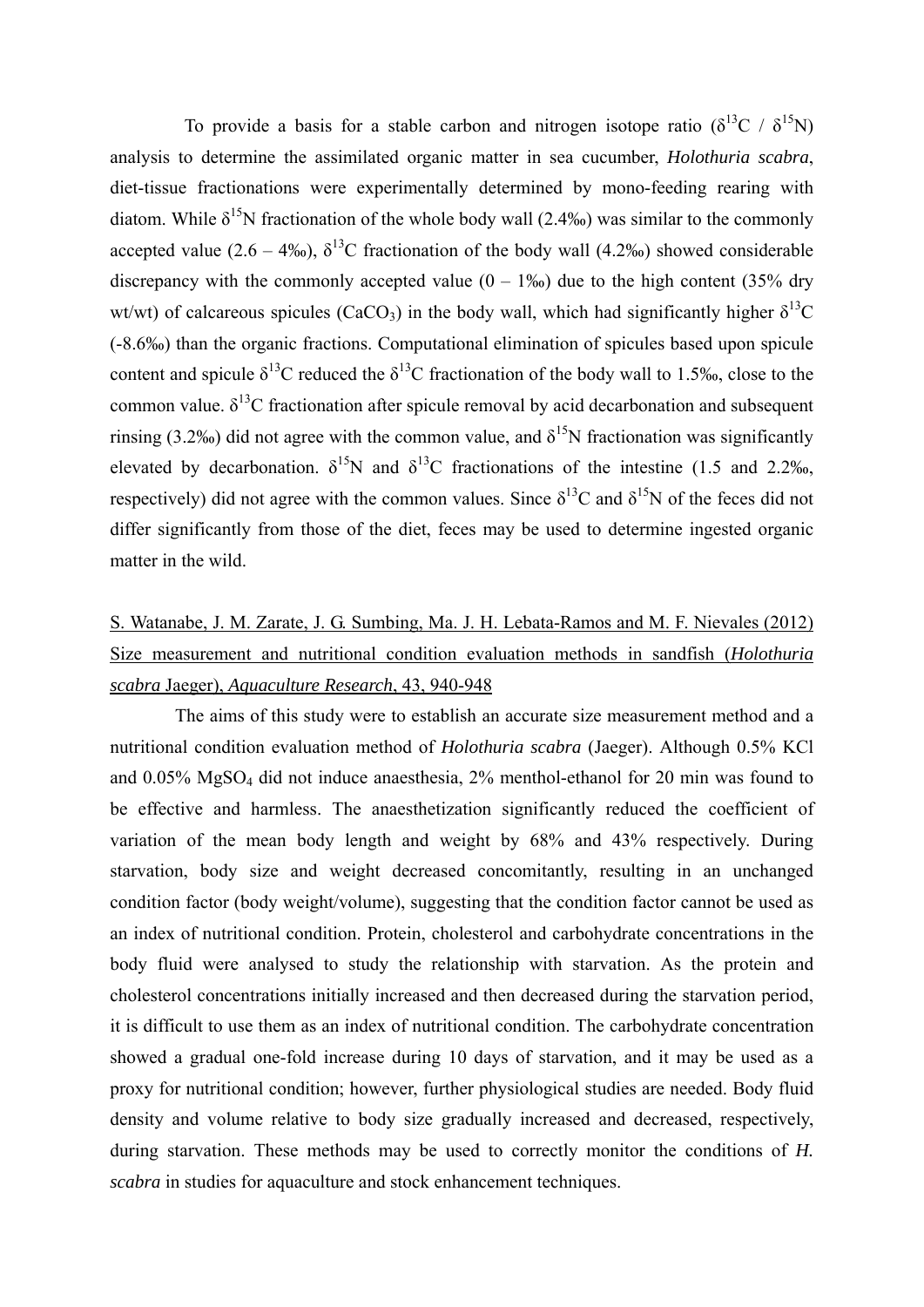To provide a basis for a stable carbon and nitrogen isotope ratio ($\delta^{13}C$ / $\delta^{15}N$) analysis to determine the assimilated organic matter in sea cucumber, *Holothuria scabra*, diet-tissue fractionations were experimentally determined by mono-feeding rearing with diatom. While $\delta^{15}N$ fractionation of the whole body wall (2.4‰) was similar to the commonly accepted value (2.6 – 4‰), $\delta^{13}C$ fractionation of the body wall (4.2‰) showed considerable discrepancy with the commonly accepted value (0 – 1‰) due to the high content (35% dry wt/wt) of calcareous spicules ($CaCO_3$) in the body wall, which had significantly higher $\delta^{13}C$ (-8.6‰) than the organic fractions. Computational elimination of spicules based upon spicule content and spicule $\delta^{13}C$ reduced the $\delta^{13}C$ fractionation of the body wall to 1.5‰, close to the common value. $\delta^{13}C$ fractionation after spicule removal by acid decarbonation and subsequent rinsing (3.2‰) did not agree with the common value, and $\delta^{15}N$ fractionation was significantly elevated by decarbonation. $\delta^{15}N$ and $\delta^{13}C$ fractionations of the intestine (1.5 and 2.2‰, respectively) did not agree with the common values. Since $\delta^{13}C$ and $\delta^{15}N$ of the feces did not differ significantly from those of the diet, feces may be used to determine ingested organic matter in the wild.

S. Watanabe, J. M. Zarate, J. G. Sumbing, Ma. J. H. Lebata-Ramos and M. F. Nievales (2012) Size measurement and nutritional condition evaluation methods in sandfish (*Holothuria scabra* Jaeger), *Aquaculture Research*, 43, 940-948

The aims of this study were to establish an accurate size measurement method and a nutritional condition evaluation method of *Holothuria scabra* (Jaeger). Although 0.5% KCl and 0.05% $MgSO_4$ did not induce anaesthesia, 2% menthol-ethanol for 20 min was found to be effective and harmless. The anaesthetization significantly reduced the coefficient of variation of the mean body length and weight by 68% and 43% respectively. During starvation, body size and weight decreased concomitantly, resulting in an unchanged condition factor (body weight/volume), suggesting that the condition factor cannot be used as an index of nutritional condition. Protein, cholesterol and carbohydrate concentrations in the body fluid were analysed to study the relationship with starvation. As the protein and cholesterol concentrations initially increased and then decreased during the starvation period, it is difficult to use them as an index of nutritional condition. The carbohydrate concentration showed a gradual one-fold increase during 10 days of starvation, and it may be used as a proxy for nutritional condition; however, further physiological studies are needed. Body fluid density and volume relative to body size gradually increased and decreased, respectively, during starvation. These methods may be used to correctly monitor the conditions of *H. scabra* in studies for aquaculture and stock enhancement techniques.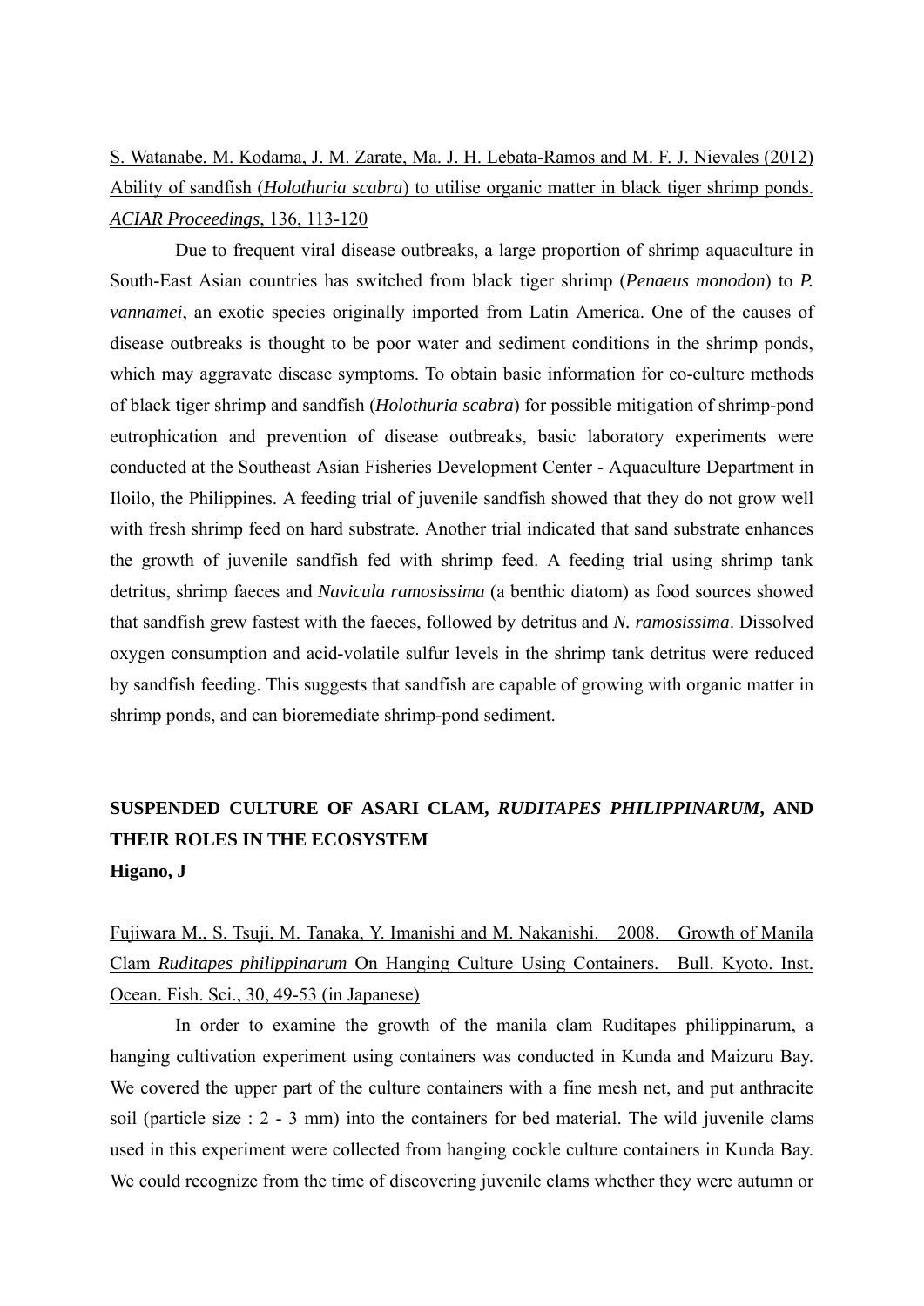S. Watanabe, M. Kodama, J. M. Zarate, Ma. J. H. Lebata-Ramos and M. F. J. Nievales (2012) Ability of sandfish (*Holothuria scabra*) to utilise organic matter in black tiger shrimp ponds. *ACIAR Proceedings*, 136, 113-120

Due to frequent viral disease outbreaks, a large proportion of shrimp aquaculture in South-East Asian countries has switched from black tiger shrimp (*Penaeus monodon*) to *P. vannamei*, an exotic species originally imported from Latin America. One of the causes of disease outbreaks is thought to be poor water and sediment conditions in the shrimp ponds, which may aggravate disease symptoms. To obtain basic information for co-culture methods of black tiger shrimp and sandfish (*Holothuria scabra*) for possible mitigation of shrimp-pond eutrophication and prevention of disease outbreaks, basic laboratory experiments were conducted at the Southeast Asian Fisheries Development Center - Aquaculture Department in Iloilo, the Philippines. A feeding trial of juvenile sandfish showed that they do not grow well with fresh shrimp feed on hard substrate. Another trial indicated that sand substrate enhances the growth of juvenile sandfish fed with shrimp feed. A feeding trial using shrimp tank detritus, shrimp faeces and *Navicula ramosissima* (a benthic diatom) as food sources showed that sandfish grew fastest with the faeces, followed by detritus and *N. ramosissima*. Dissolved oxygen consumption and acid-volatile sulfur levels in the shrimp tank detritus were reduced by sandfish feeding. This suggests that sandfish are capable of growing with organic matter in shrimp ponds, and can bioremediate shrimp-pond sediment.

## SUSPENDED CULTURE OF ASARI CLAM, *RUDITAPES PHILIPPINARUM*, AND THEIR ROLES IN THE ECOSYSTEM

**Higano, J**

Fujiwara M., S. Tsuji, M. Tanaka, Y. Imanishi and M. Nakanishi. 2008. Growth of Manila Clam *Ruditapes philippinarum* On Hanging Culture Using Containers. Bull. Kyoto. Inst. Ocean. Fish. Sci., 30, 49-53 (in Japanese)

In order to examine the growth of the manila clam Ruditapes philippinarum, a hanging cultivation experiment using containers was conducted in Kunda and Maizuru Bay. We covered the upper part of the culture containers with a fine mesh net, and put anthracite soil (particle size : 2 - 3 mm) into the containers for bed material. The wild juvenile clams used in this experiment were collected from hanging cockle culture containers in Kunda Bay. We could recognize from the time of discovering juvenile clams whether they were autumn or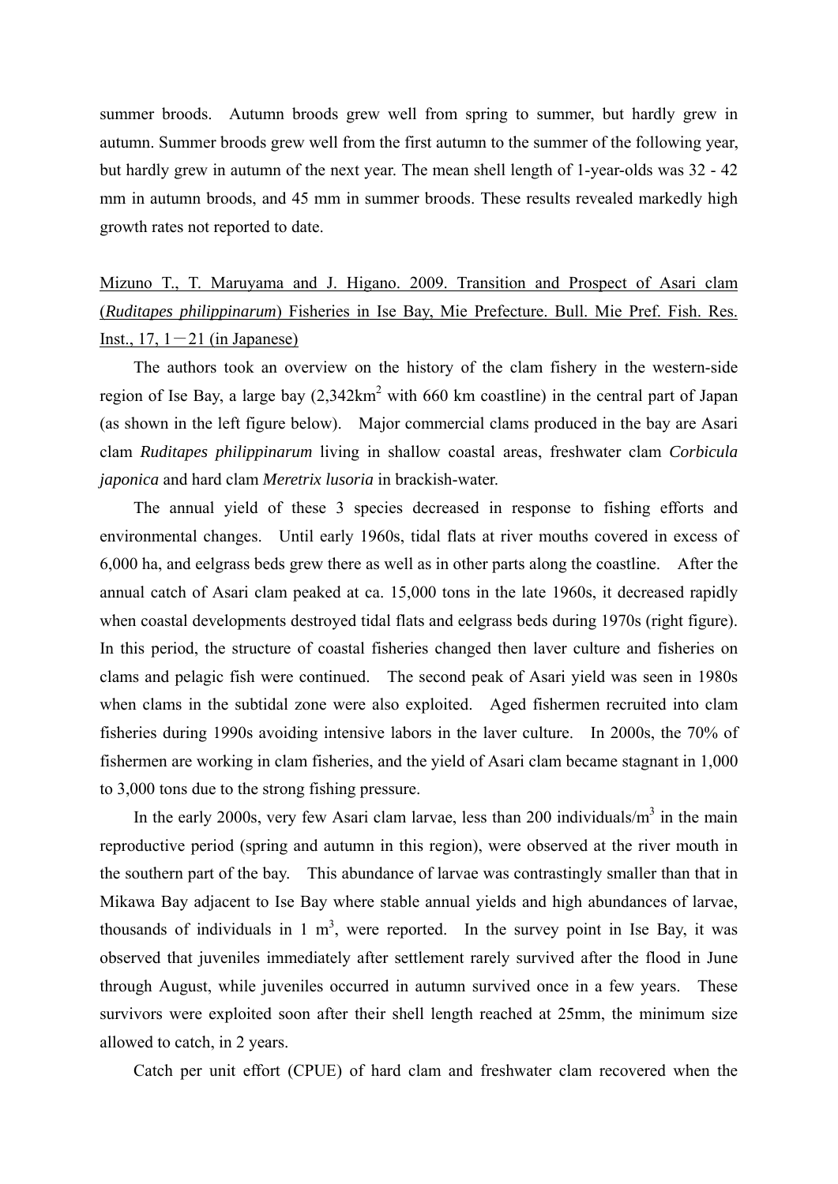summer broods. Autumn broods grew well from spring to summer, but hardly grew in autumn. Summer broods grew well from the first autumn to the summer of the following year, but hardly grew in autumn of the next year. The mean shell length of 1-year-olds was 32 - 42 mm in autumn broods, and 45 mm in summer broods. These results revealed markedly high growth rates not reported to date.

Mizuno T., T. Maruyama and J. Higano. 2009. Transition and Prospect of Asari clam (*Ruditapes philippinarum*) Fisheries in Ise Bay, Mie Prefecture. Bull. Mie Pref. Fish. Res. Inst., 17, 1－21 (in Japanese)

The authors took an overview on the history of the clam fishery in the western-side region of Ise Bay, a large bay (2,342km$^2$ with 660 km coastline) in the central part of Japan (as shown in the left figure below). Major commercial clams produced in the bay are Asari clam *Ruditapes philippinarum* living in shallow coastal areas, freshwater clam *Corbicula japonica* and hard clam *Meretrix lusoria* in brackish-water.

The annual yield of these 3 species decreased in response to fishing efforts and environmental changes. Until early 1960s, tidal flats at river mouths covered in excess of 6,000 ha, and eelgrass beds grew there as well as in other parts along the coastline. After the annual catch of Asari clam peaked at ca. 15,000 tons in the late 1960s, it decreased rapidly when coastal developments destroyed tidal flats and eelgrass beds during 1970s (right figure). In this period, the structure of coastal fisheries changed then laver culture and fisheries on clams and pelagic fish were continued. The second peak of Asari yield was seen in 1980s when clams in the subtidal zone were also exploited. Aged fishermen recruited into clam fisheries during 1990s avoiding intensive labors in the laver culture. In 2000s, the 70% of fishermen are working in clam fisheries, and the yield of Asari clam became stagnant in 1,000 to 3,000 tons due to the strong fishing pressure.

In the early 2000s, very few Asari clam larvae, less than 200 individuals/m$^3$ in the main reproductive period (spring and autumn in this region), were observed at the river mouth in the southern part of the bay. This abundance of larvae was contrastingly smaller than that in Mikawa Bay adjacent to Ise Bay where stable annual yields and high abundances of larvae, thousands of individuals in 1 m$^3$, were reported. In the survey point in Ise Bay, it was observed that juveniles immediately after settlement rarely survived after the flood in June through August, while juveniles occurred in autumn survived once in a few years. These survivors were exploited soon after their shell length reached at 25mm, the minimum size allowed to catch, in 2 years.

Catch per unit effort (CPUE) of hard clam and freshwater clam recovered when the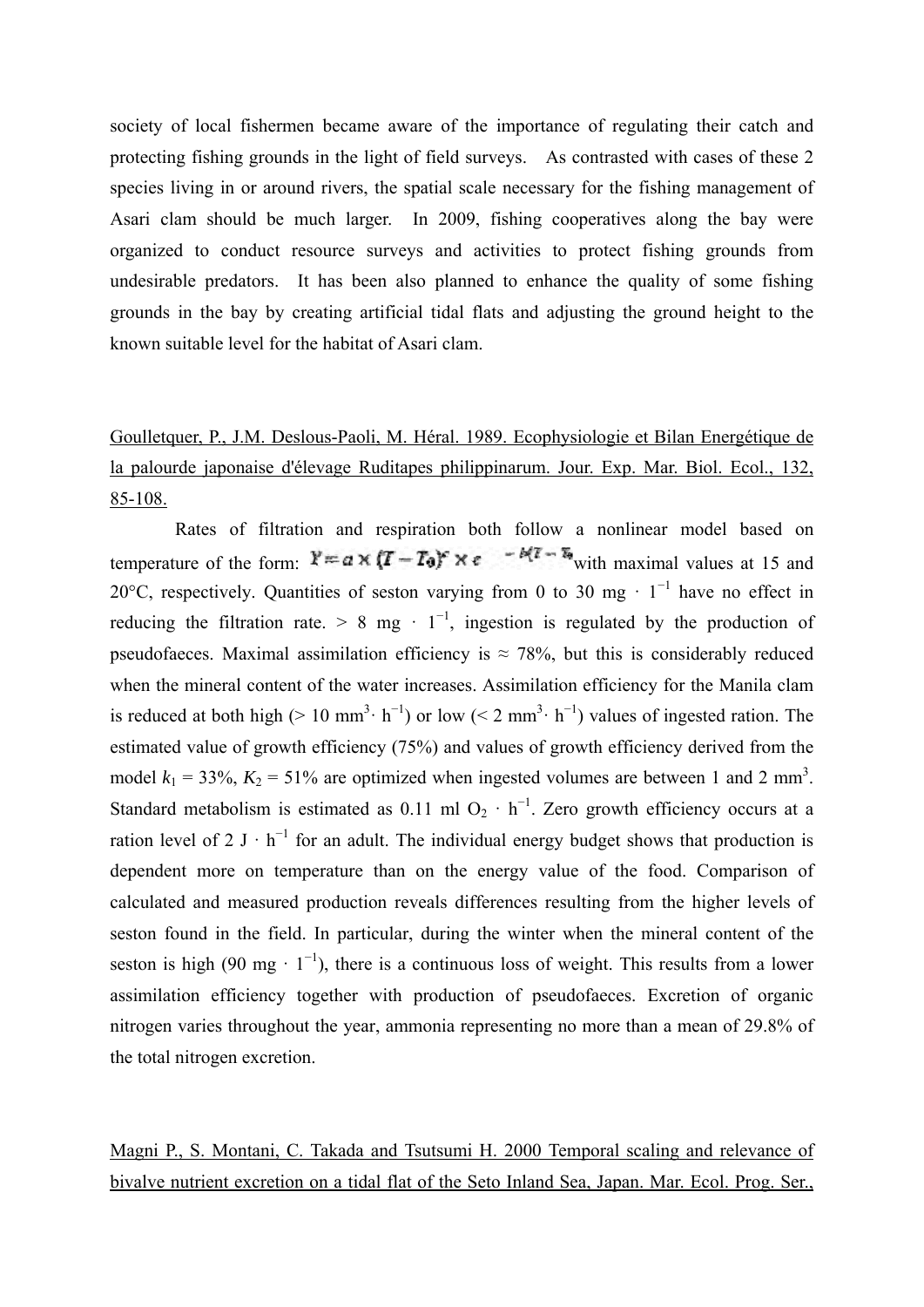society of local fishermen became aware of the importance of regulating their catch and protecting fishing grounds in the light of field surveys. As contrasted with cases of these 2 species living in or around rivers, the spatial scale necessary for the fishing management of Asari clam should be much larger. In 2009, fishing cooperatives along the bay were organized to conduct resource surveys and activities to protect fishing grounds from undesirable predators. It has been also planned to enhance the quality of some fishing grounds in the bay by creating artificial tidal flats and adjusting the ground height to the known suitable level for the habitat of Asari clam.

Goulletquer, P., J.M. Deslous-Paoli, M. Héral. 1989. Ecophysiologie et Bilan Energétique de la palourde japonaise d'élevage Ruditapes philippinarum. Jour. Exp. Mar. Biol. Ecol., 132, 85-108.

Rates of filtration and respiration both follow a nonlinear model based on temperature of the form: $Y = a \times (T - T_0)^c \times e^{-b(T - T_0)}$ with maximal values at 15 and 20°C, respectively. Quantities of seston varying from 0 to 30 mg · $1^{-1}$ have no effect in reducing the filtration rate. > 8 mg · $1^{-1}$, ingestion is regulated by the production of pseudofaeces. Maximal assimilation efficiency is ≈ 78%, but this is considerably reduced when the mineral content of the water increases. Assimilation efficiency for the Manila clam is reduced at both high (> 10 $mm^3 \cdot h^{-1}$) or low (< 2 $mm^3 \cdot h^{-1}$) values of ingested ration. The estimated value of growth efficiency (75%) and values of growth efficiency derived from the model $k_1$ = 33%, $K_2$ = 51% are optimized when ingested volumes are between 1 and 2 $mm^3$. Standard metabolism is estimated as 0.11 ml $O_2 \cdot h^{-1}$. Zero growth efficiency occurs at a ration level of 2 J · $h^{-1}$ for an adult. The individual energy budget shows that production is dependent more on temperature than on the energy value of the food. Comparison of calculated and measured production reveals differences resulting from the higher levels of seston found in the field. In particular, during the winter when the mineral content of the seston is high (90 mg · $1^{-1}$), there is a continuous loss of weight. This results from a lower assimilation efficiency together with production of pseudofaeces. Excretion of organic nitrogen varies throughout the year, ammonia representing no more than a mean of 29.8% of the total nitrogen excretion.

Magni P., S. Montani, C. Takada and Tsutsumi H. 2000 Temporal scaling and relevance of bivalve nutrient excretion on a tidal flat of the Seto Inland Sea, Japan. Mar. Ecol. Prog. Ser.,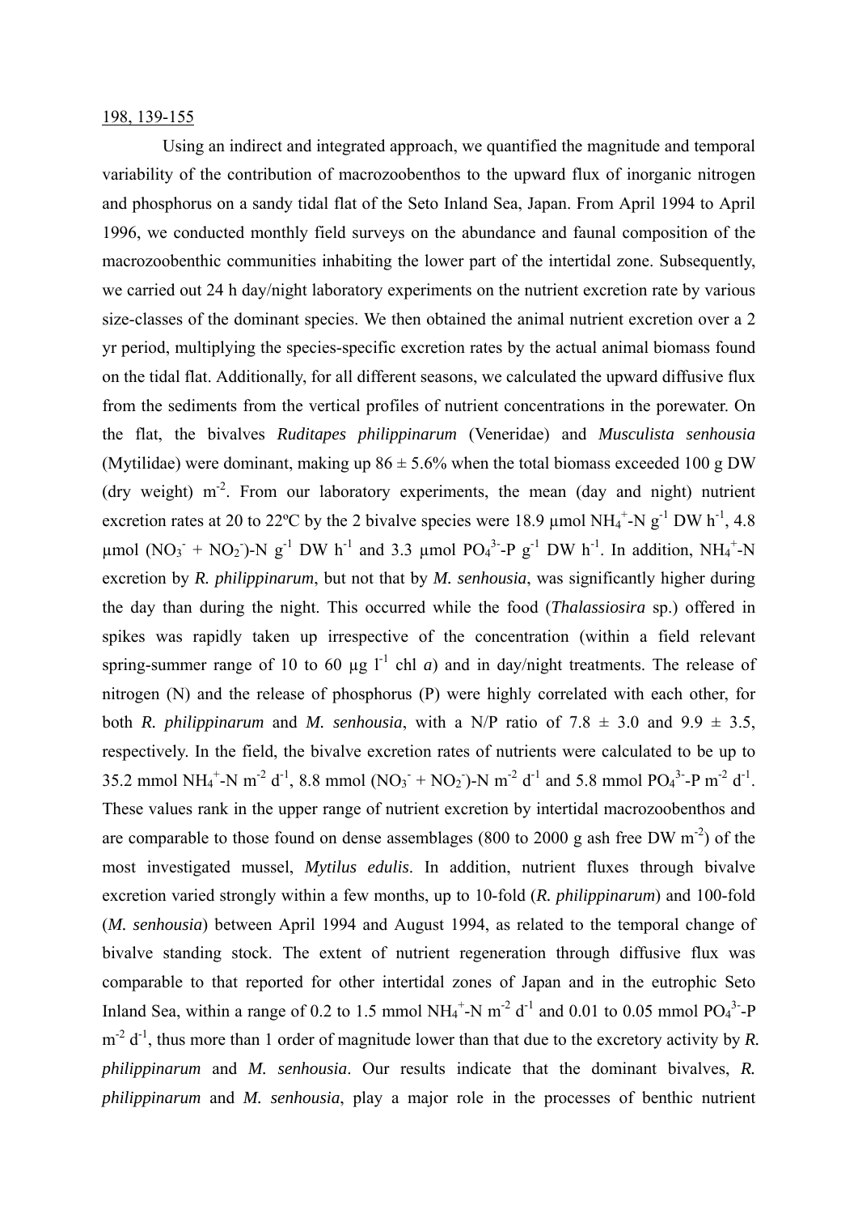198, 139-155

Using an indirect and integrated approach, we quantified the magnitude and temporal variability of the contribution of macrozoobenthos to the upward flux of inorganic nitrogen and phosphorus on a sandy tidal flat of the Seto Inland Sea, Japan. From April 1994 to April 1996, we conducted monthly field surveys on the abundance and faunal composition of the macrozoobenthic communities inhabiting the lower part of the intertidal zone. Subsequently, we carried out 24 h day/night laboratory experiments on the nutrient excretion rate by various size-classes of the dominant species. We then obtained the animal nutrient excretion over a 2 yr period, multiplying the species-specific excretion rates by the actual animal biomass found on the tidal flat. Additionally, for all different seasons, we calculated the upward diffusive flux from the sediments from the vertical profiles of nutrient concentrations in the porewater. On the flat, the bivalves *Ruditapes philippinarum* (Veneridae) and *Musculista senhousia* (Mytilidae) were dominant, making up 86 ± 5.6% when the total biomass exceeded 100 g DW (dry weight) $m^{-2}$. From our laboratory experiments, the mean (day and night) nutrient excretion rates at 20 to 22ºC by the 2 bivalve species were 18.9 μmol $NH_4^+$-N $g^{-1}$ DW $h^{-1}$, 4.8 μmol ($NO_3^-$ + $NO_2^-$)-N $g^{-1}$ DW $h^{-1}$ and 3.3 μmol $PO_4^{3-}$-P $g^{-1}$ DW $h^{-1}$. In addition, $NH_4^+$-N excretion by *R. philippinarum*, but not that by *M. senhousia*, was significantly higher during the day than during the night. This occurred while the food (*Thalassiosira* sp.) offered in spikes was rapidly taken up irrespective of the concentration (within a field relevant spring-summer range of 10 to 60 μg $l^{-1}$ chl *a*) and in day/night treatments. The release of nitrogen (N) and the release of phosphorus (P) were highly correlated with each other, for both *R. philippinarum* and *M. senhousia*, with a N/P ratio of 7.8 ± 3.0 and 9.9 ± 3.5, respectively. In the field, the bivalve excretion rates of nutrients were calculated to be up to 35.2 mmol $NH_4^+$-N $m^{-2}$ $d^{-1}$, 8.8 mmol ($NO_3^-$ + $NO_2^-$)-N $m^{-2}$ $d^{-1}$ and 5.8 mmol $PO_4^{3-}$-P $m^{-2}$ $d^{-1}$. These values rank in the upper range of nutrient excretion by intertidal macrozoobenthos and are comparable to those found on dense assemblages (800 to 2000 g ash free DW $m^{-2}$) of the most investigated mussel, *Mytilus edulis*. In addition, nutrient fluxes through bivalve excretion varied strongly within a few months, up to 10-fold (*R. philippinarum*) and 100-fold (*M. senhousia*) between April 1994 and August 1994, as related to the temporal change of bivalve standing stock. The extent of nutrient regeneration through diffusive flux was comparable to that reported for other intertidal zones of Japan and in the eutrophic Seto Inland Sea, within a range of 0.2 to 1.5 mmol $NH_4^+$-N $m^{-2}$ $d^{-1}$ and 0.01 to 0.05 mmol $PO_4^{3-}$-P $m^{-2}$ $d^{-1}$, thus more than 1 order of magnitude lower than that due to the excretory activity by *R. philippinarum* and *M. senhousia*. Our results indicate that the dominant bivalves, *R. philippinarum* and *M. senhousia*, play a major role in the processes of benthic nutrient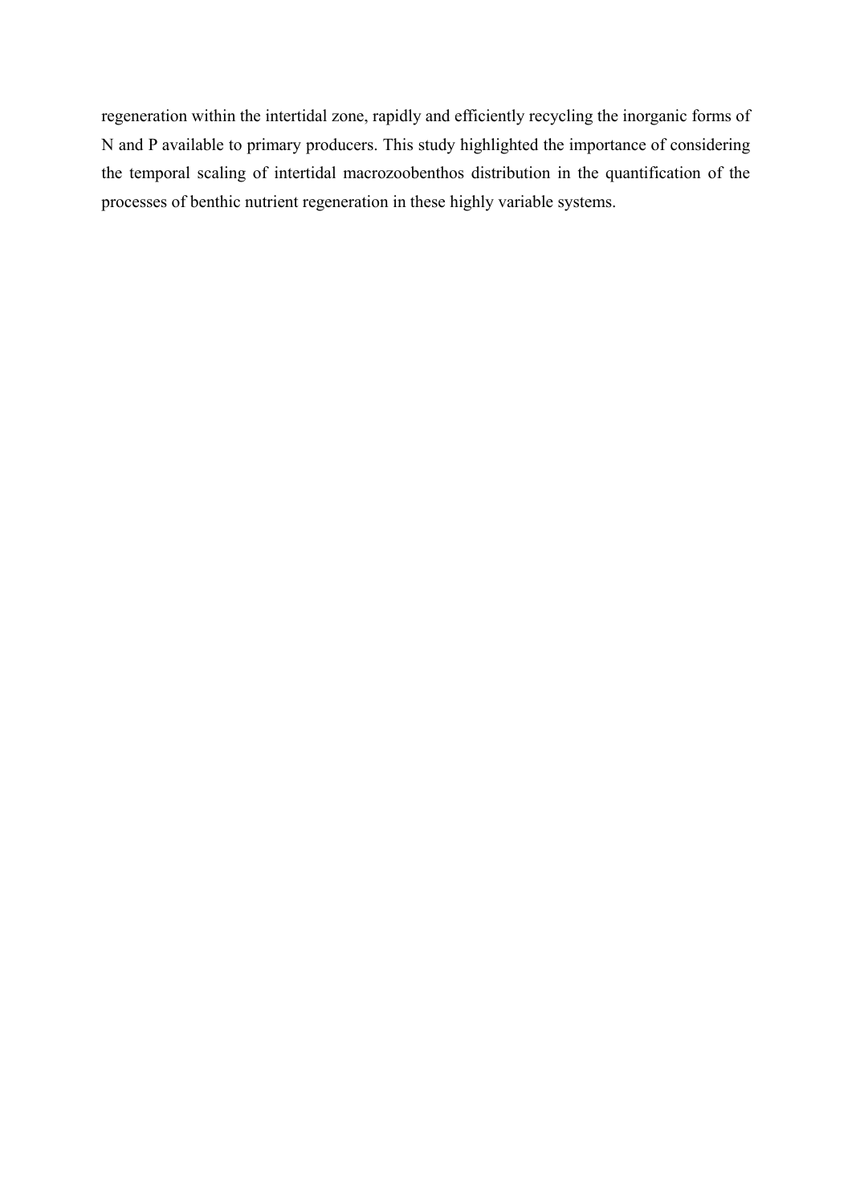regeneration within the intertidal zone, rapidly and efficiently recycling the inorganic forms of N and P available to primary producers. This study highlighted the importance of considering the temporal scaling of intertidal macrozoobenthos distribution in the quantification of the processes of benthic nutrient regeneration in these highly variable systems.